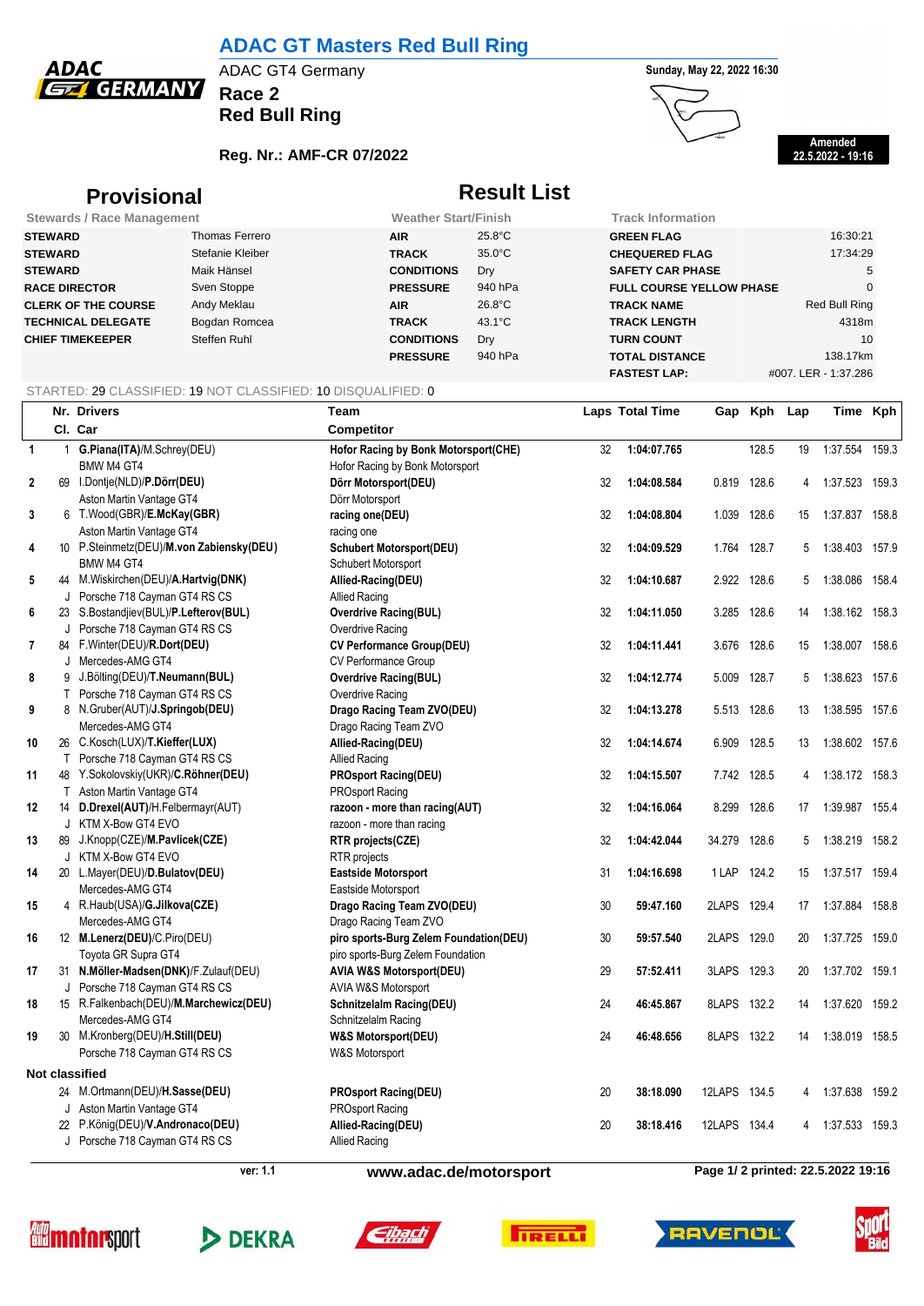# ADAC GT Masters Red Bull Ring

ADAC GT4 Germany

**Race 2**

**Red Bull Ring**

**Sunday, May 22, 2022 16:30**

**Reg. Nr.: AMF-CR 07/2022**

**Amended 22.5.2022 - 19:16**

## Provisional Result List

| Stewards / Race Management | | Weather Start/Finish | | Track Information | |
|---|---|---|---|---|---|
| **STEWARD** | Thomas Ferrero | **AIR** | 25.8°C | **GREEN FLAG** | 16:30:21 |
| **STEWARD** | Stefanie Kleiber | **TRACK** | 35.0°C | **CHEQUERED FLAG** | 17:34:29 |
| **STEWARD** | Maik Hänsel | **CONDITIONS** | Dry | **SAFETY CAR PHASE** | 5 |
| **RACE DIRECTOR** | Sven Stoppe | **PRESSURE** | 940 hPa | **FULL COURSE YELLOW PHASE** | 0 |
| **CLERK OF THE COURSE** | Andy Meklau | **AIR** | 26.8°C | **TRACK NAME** | Red Bull Ring |
| **TECHNICAL DELEGATE** | Bogdan Romcea | **TRACK** | 43.1°C | **TRACK LENGTH** | 4318m |
| **CHIEF TIMEKEEPER** | Steffen Ruhl | **CONDITIONS** | Dry | **TURN COUNT** | 10 |
| | | **PRESSURE** | 940 hPa | **TOTAL DISTANCE** | 138.17km |
| | | | | **FASTEST LAP:** | #007. LER - 1:37.286 |

STARTED: 29 CLASSIFIED: 19 NOT CLASSIFIED: 10 DISQUALIFIED: 0

| | Nr. / Cl. | Drivers / Car | Team / Competitor | Laps | Total Time | Gap | Kph | Lap | Time | Kph |
|---|---|---|---|---|---|---|---|---|---|---|
| 1 | 1 | G.Piana(ITA)/M.Schrey(DEU)<br>BMW M4 GT4 | **Hofor Racing by Bonk Motorsport(CHE)**<br>Hofor Racing by Bonk Motorsport | 32 | **1:04:07.765** | | 128.5 | 19 | 1:37.554 | 159.3 |
| 2 | 69 | I.Dontje(NLD)/**P.Dörr(DEU)**<br>Aston Martin Vantage GT4 | **Dörr Motorsport(DEU)**<br>Dörr Motorsport | 32 | **1:04:08.584** | 0.819 | 128.6 | 4 | 1:37.523 | 159.3 |
| 3 | 6 | T.Wood(GBR)/**E.McKay(GBR)**<br>Aston Martin Vantage GT4 | **racing one(DEU)**<br>racing one | 32 | **1:04:08.804** | 1.039 | 128.6 | 15 | 1:37.837 | 158.8 |
| 4 | 10 | P.Steinmetz(DEU)/**M.von Zabiensky(DEU)**<br>BMW M4 GT4 | **Schubert Motorsport(DEU)**<br>Schubert Motorsport | 32 | **1:04:09.529** | 1.764 | 128.7 | 5 | 1:38.403 | 157.9 |
| 5 | 44<br>J | M.Wiskirchen(DEU)/**A.Hartvig(DNK)**<br>Porsche 718 Cayman GT4 RS CS | **Allied-Racing(DEU)**<br>Allied Racing | 32 | **1:04:10.687** | 2.922 | 128.6 | 5 | 1:38.086 | 158.4 |
| 6 | 23<br>J | S.Bostandjiev(BUL)/**P.Lefterov(BUL)**<br>Porsche 718 Cayman GT4 RS CS | **Overdrive Racing(BUL)**<br>Overdrive Racing | 32 | **1:04:11.050** | 3.285 | 128.6 | 14 | 1:38.162 | 158.3 |
| 7 | 84<br>J | F.Winter(DEU)/**R.Dort(DEU)**<br>Mercedes-AMG GT4 | **CV Performance Group(DEU)**<br>CV Performance Group | 32 | **1:04:11.441** | 3.676 | 128.6 | 15 | 1:38.007 | 158.6 |
| 8 | 9<br>T | J.Bölting(DEU)/**T.Neumann(BUL)**<br>Porsche 718 Cayman GT4 RS CS | **Overdrive Racing(BUL)**<br>Overdrive Racing | 32 | **1:04:12.774** | 5.009 | 128.7 | 5 | 1:38.623 | 157.6 |
| 9 | 8 | N.Gruber(AUT)/**J.Springob(DEU)**<br>Mercedes-AMG GT4 | **Drago Racing Team ZVO(DEU)**<br>Drago Racing Team ZVO | 32 | **1:04:13.278** | 5.513 | 128.6 | 13 | 1:38.595 | 157.6 |
| 10 | 26<br>T | C.Kosch(LUX)/**T.Kieffer(LUX)**<br>Porsche 718 Cayman GT4 RS CS | **Allied-Racing(DEU)**<br>Allied Racing | 32 | **1:04:14.674** | 6.909 | 128.5 | 13 | 1:38.602 | 157.6 |
| 11 | 48<br>T | Y.Sokolovskiy(UKR)/**C.Röhner(DEU)**<br>Aston Martin Vantage GT4 | **PROsport Racing(DEU)**<br>PROsport Racing | 32 | **1:04:15.507** | 7.742 | 128.5 | 4 | 1:38.172 | 158.3 |
| 12 | 14<br>J | **D.Drexel(AUT)**/H.Felbermayr(AUT)<br>KTM X-Bow GT4 EVO | **razoon - more than racing(AUT)**<br>razoon - more than racing | 32 | **1:04:16.064** | 8.299 | 128.6 | 17 | 1:39.987 | 155.4 |
| 13 | 89<br>J | J.Knopp(CZE)/**M.Pavlicek(CZE)**<br>KTM X-Bow GT4 EVO | **RTR projects(CZE)**<br>RTR projects | 32 | **1:04:42.044** | 34.279 | 128.6 | 5 | 1:38.219 | 158.2 |
| 14 | 20 | L.Mayer(DEU)/**D.Bulatov(DEU)**<br>Mercedes-AMG GT4 | **Eastside Motorsport**<br>Eastside Motorsport | 31 | **1:04:16.698** | 1 LAP | 124.2 | 15 | 1:37.517 | 159.4 |
| 15 | 4 | R.Haub(USA)/**G.Jilkova(CZE)**<br>Mercedes-AMG GT4 | **Drago Racing Team ZVO(DEU)**<br>Drago Racing Team ZVO | 30 | **59:47.160** | 2LAPS | 129.4 | 17 | 1:37.884 | 158.8 |
| 16 | 12 | **M.Lenerz(DEU)**/C.Piro(DEU)<br>Toyota GR Supra GT4 | **piro sports-Burg Zelem Foundation(DEU)**<br>piro sports-Burg Zelem Foundation | 30 | **59:57.540** | 2LAPS | 129.0 | 20 | 1:37.725 | 159.0 |
| 17 | 31<br>J | **N.Möller-Madsen(DNK)**/F.Zulauf(DEU)<br>Porsche 718 Cayman GT4 RS CS | **AVIA W&S Motorsport(DEU)**<br>AVIA W&S Motorsport | 29 | **57:52.411** | 3LAPS | 129.3 | 20 | 1:37.702 | 159.1 |
| 18 | 15 | R.Falkenbach(DEU)/**M.Marchewicz(DEU)**<br>Mercedes-AMG GT4 | **Schnitzelalm Racing(DEU)**<br>Schnitzelalm Racing | 24 | **46:45.867** | 8LAPS | 132.2 | 14 | 1:37.620 | 159.2 |
| 19 | 30 | M.Kronberg(DEU)/**H.Still(DEU)**<br>Porsche 718 Cayman GT4 RS CS | **W&S Motorsport(DEU)**<br>W&S Motorsport | 24 | **46:48.656** | 8LAPS | 132.2 | 14 | 1:38.019 | 158.5 |
| **Not classified** | | | | | | | | | | |
| | 24<br>J | M.Ortmann(DEU)/**H.Sasse(DEU)**<br>Aston Martin Vantage GT4 | **PROsport Racing(DEU)**<br>PROsport Racing | 20 | **38:18.090** | 12LAPS | 134.5 | 4 | 1:37.638 | 159.2 |
| | 22<br>J | P.König(DEU)/**V.Andronaco(DEU)**<br>Porsche 718 Cayman GT4 RS CS | **Allied-Racing(DEU)**<br>Allied Racing | 20 | **38:18.416** | 12LAPS | 134.4 | 4 | 1:37.533 | 159.3 |

ver: 1.1 www.adac.de/motorsport printed: 22.5.2022 19:16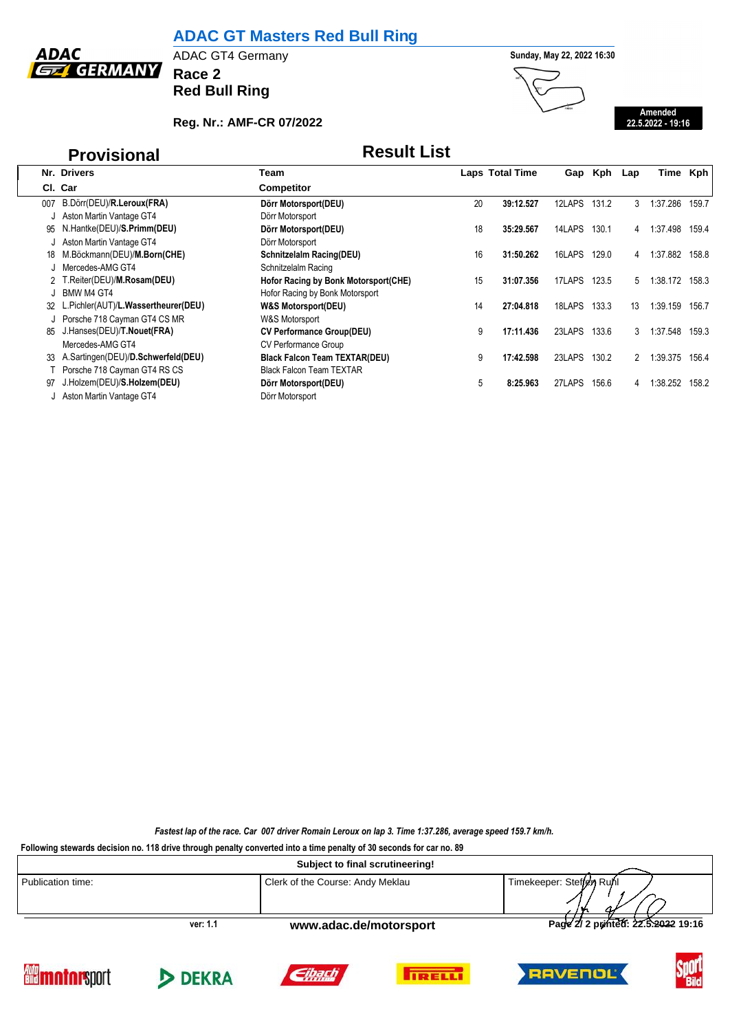# ADAC GT Masters Red Bull Ring

ADAC GT4 Germany

**Race 2**

**Red Bull Ring**

Sunday, May 22, 2022 16:30

**Reg. Nr.: AMF-CR 07/2022**

**Amended 22.5.2022 - 19:16**

## Provisional

## Result List

| Nr. / Cl. | Drivers / Car | Team / Competitor | Laps | Total Time | Gap | Kph | Lap | Time | Kph |
|---|---|---|---|---|---|---|---|---|---|
| 007 | B.Dörr(DEU)/**R.Leroux(FRA)** | **Dörr Motorsport(DEU)** | 20 | **39:12.527** | 12LAPS | 131.2 | 3 | 1:37.286 | 159.7 |
| J | Aston Martin Vantage GT4 | Dörr Motorsport | | | | | | | |
| 95 | N.Hantke(DEU)/**S.Primm(DEU)** | **Dörr Motorsport(DEU)** | 18 | **35:29.567** | 14LAPS | 130.1 | 4 | 1:37.498 | 159.4 |
| J | Aston Martin Vantage GT4 | Dörr Motorsport | | | | | | | |
| 18 | M.Böckmann(DEU)/**M.Born(CHE)** | **Schnitzelalm Racing(DEU)** | 16 | **31:50.262** | 16LAPS | 129.0 | 4 | 1:37.882 | 158.8 |
| J | Mercedes-AMG GT4 | Schnitzelalm Racing | | | | | | | |
| 2 | T.Reiter(DEU)/**M.Rosam(DEU)** | **Hofor Racing by Bonk Motorsport(CHE)** | 15 | **31:07.356** | 17LAPS | 123.5 | 5 | 1:38.172 | 158.3 |
| J | BMW M4 GT4 | Hofor Racing by Bonk Motorsport | | | | | | | |
| 32 | L.Pichler(AUT)/**L.Wassertheurer(DEU)** | **W&S Motorsport(DEU)** | 14 | **27:04.818** | 18LAPS | 133.3 | 13 | 1:39.159 | 156.7 |
| J | Porsche 718 Cayman GT4 CS MR | W&S Motorsport | | | | | | | |
| 85 | J.Hanses(DEU)/**T.Nouet(FRA)** | **CV Performance Group(DEU)** | 9 | **17:11.436** | 23LAPS | 133.6 | 3 | 1:37.548 | 159.3 |
| | Mercedes-AMG GT4 | CV Performance Group | | | | | | | |
| 33 | A.Sartingen(DEU)/**D.Schwerfeld(DEU)** | **Black Falcon Team TEXTAR(DEU)** | 9 | **17:42.598** | 23LAPS | 130.2 | 2 | 1:39.375 | 156.4 |
| T | Porsche 718 Cayman GT4 RS CS | Black Falcon Team TEXTAR | | | | | | | |
| 97 | J.Holzem(DEU)/**S.Holzem(DEU)** | **Dörr Motorsport(DEU)** | 5 | **8:25.963** | 27LAPS | 156.6 | 4 | 1:38.252 | 158.2 |
| J | Aston Martin Vantage GT4 | Dörr Motorsport | | | | | | | |

*Fastest lap of the race. Car 007 driver Romain Leroux on lap 3. Time 1:37.286, average speed 159.7 km/h.*

**Following stewards decision no. 118 drive through penalty converted into a time penalty of 30 seconds for car no. 89**

**Subject to final scrutineering!**

| Publication time: | Clerk of the Course: Andy Meklau | Timekeeper: Steffen Ruhl |
|---|---|---|

ver: 1.1

**www.adac.de/motorsport**

printed: 22.5.2022 19:16